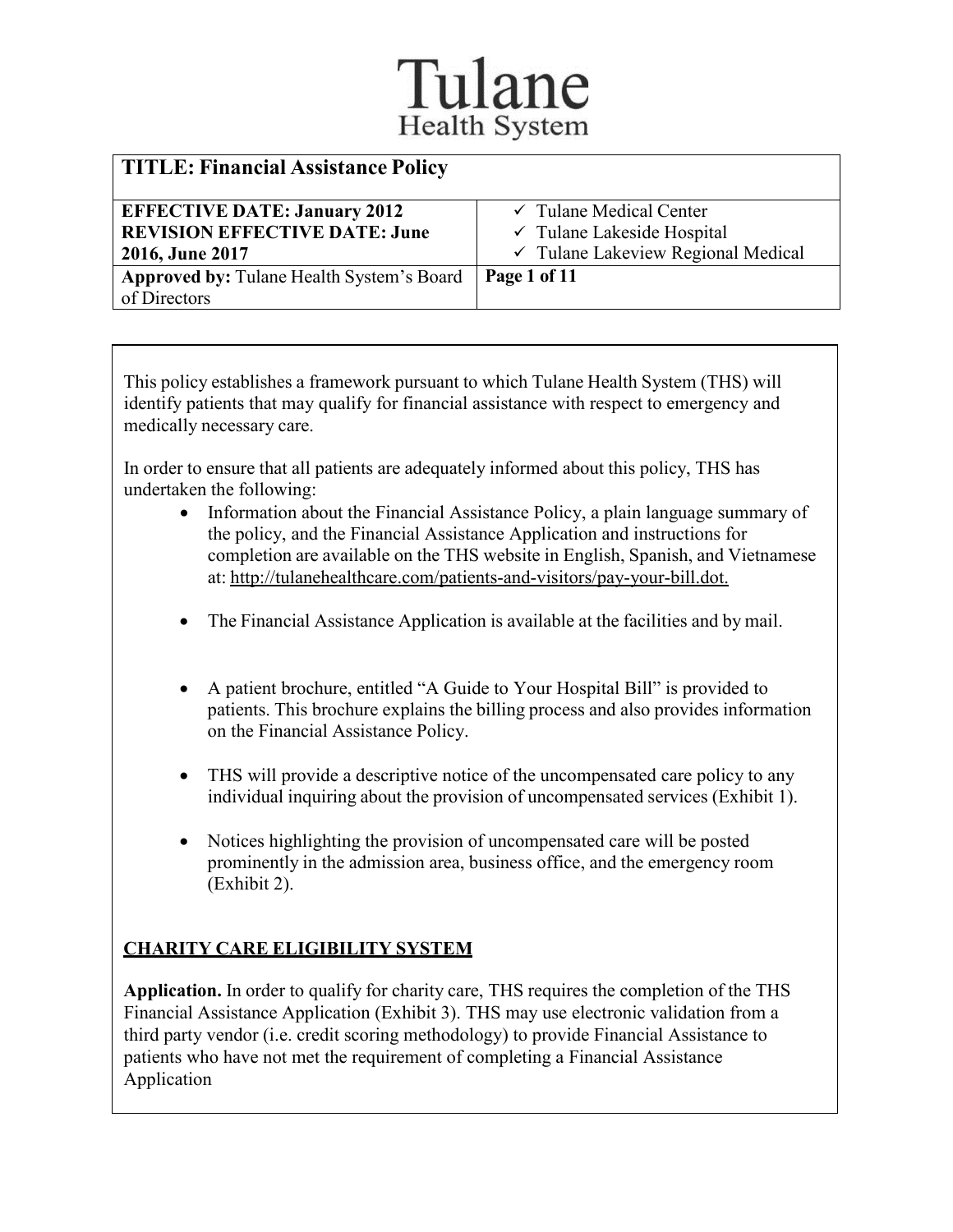Tulane
Health System

| TITLE: Financial Assistance Policy | |
|---|---|
| **EFFECTIVE DATE: January 2012**<br>**REVISION EFFECTIVE DATE: June 2016, June 2017** | ✓ Tulane Medical Center<br>✓ Tulane Lakeside Hospital<br>✓ Tulane Lakeview Regional Medical |
| **Approved by:** Tulane Health System's Board of Directors | |

This policy establishes a framework pursuant to which Tulane Health System (THS) will identify patients that may qualify for financial assistance with respect to emergency and medically necessary care.

In order to ensure that all patients are adequately informed about this policy, THS has undertaken the following:

- Information about the Financial Assistance Policy, a plain language summary of the policy, and the Financial Assistance Application and instructions for completion are available on the THS website in English, Spanish, and Vietnamese at: http://tulanehealthcare.com/patients-and-visitors/pay-your-bill.dot.
- The Financial Assistance Application is available at the facilities and by mail.
- A patient brochure, entitled "A Guide to Your Hospital Bill" is provided to patients. This brochure explains the billing process and also provides information on the Financial Assistance Policy.
- THS will provide a descriptive notice of the uncompensated care policy to any individual inquiring about the provision of uncompensated services (Exhibit 1).
- Notices highlighting the provision of uncompensated care will be posted prominently in the admission area, business office, and the emergency room (Exhibit 2).

## CHARITY CARE ELIGIBILITY SYSTEM

**Application.** In order to qualify for charity care, THS requires the completion of the THS Financial Assistance Application (Exhibit 3). THS may use electronic validation from a third party vendor (i.e. credit scoring methodology) to provide Financial Assistance to patients who have not met the requirement of completing a Financial Assistance Application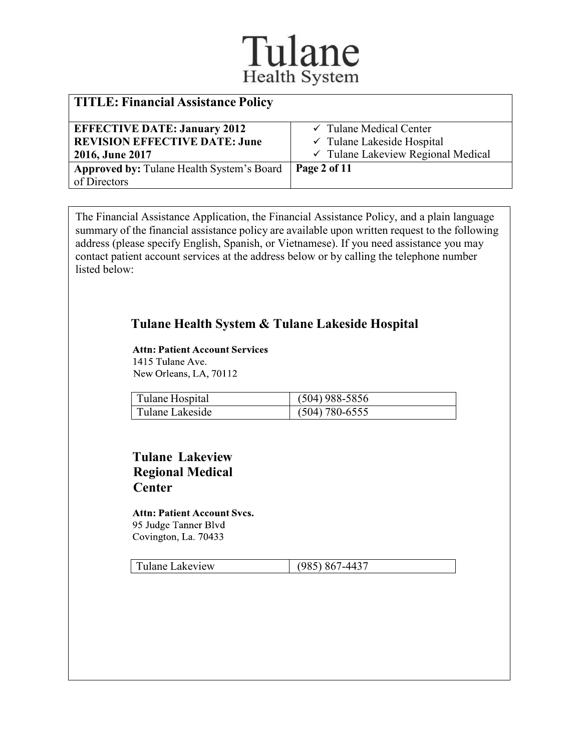The Financial Assistance Application, the Financial Assistance Policy, and a plain language summary of the financial assistance policy are available upon written request to the following address (please specify English, Spanish, or Vietnamese). If you need assistance you may contact patient account services at the address below or by calling the telephone number listed below:

## Tulane Health System & Tulane Lakeside Hospital

**Attn: Patient Account Services**
1415 Tulane Ave.
New Orleans, LA, 70112

| Tulane Hospital | (504) 988-5856 |
|---|---|
| Tulane Lakeside | (504) 780-6555 |

## Tulane Lakeview Regional Medical Center

**Attn: Patient Account Svcs.**
95 Judge Tanner Blvd
Covington, La. 70433

| Tulane Lakeview | (985) 867-4437 |
|---|---|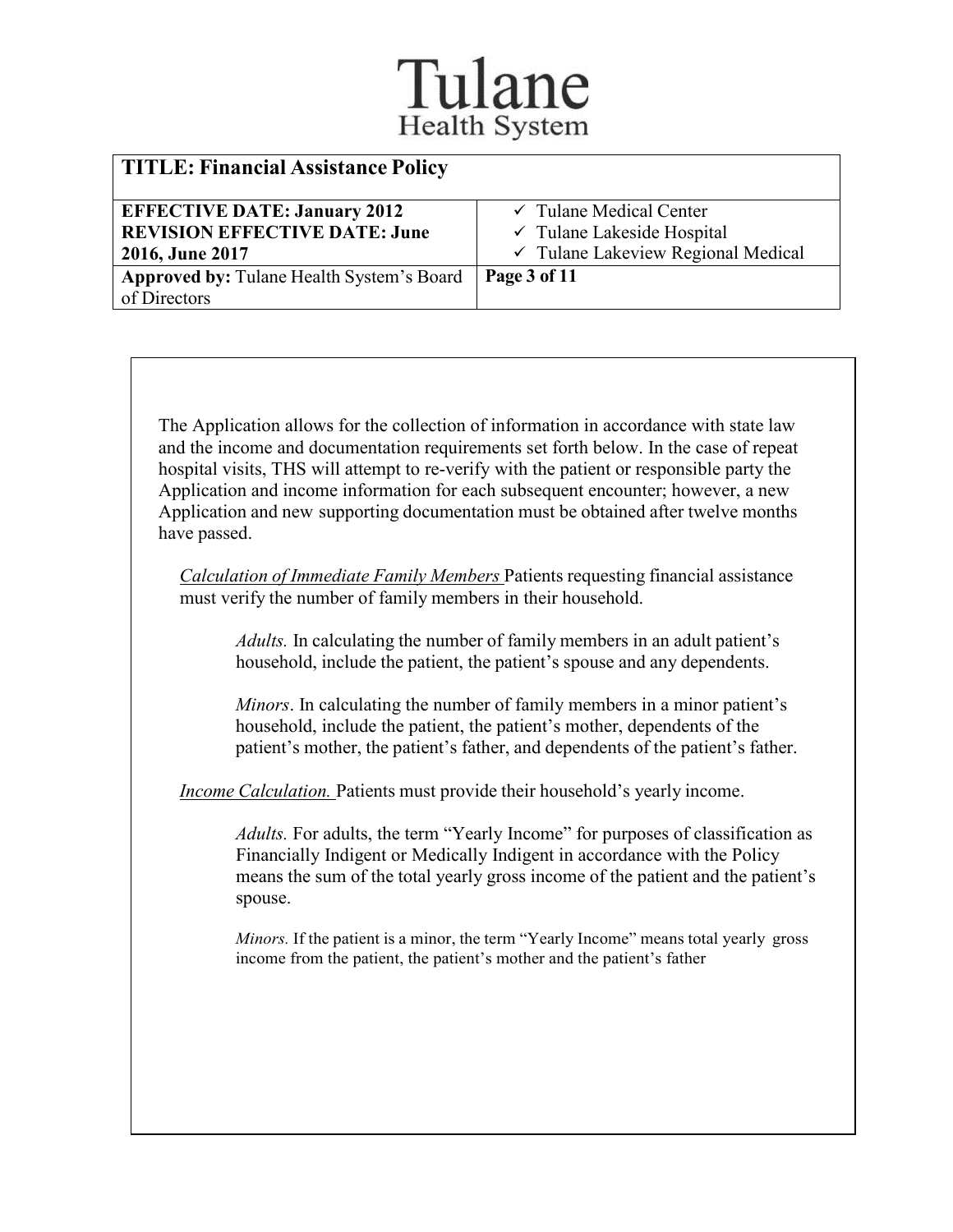The Application allows for the collection of information in accordance with state law and the income and documentation requirements set forth below. In the case of repeat hospital visits, THS will attempt to re-verify with the patient or responsible party the Application and income information for each subsequent encounter; however, a new Application and new supporting documentation must be obtained after twelve months have passed.

*Calculation of Immediate Family Members* Patients requesting financial assistance must verify the number of family members in their household.

*Adults.* In calculating the number of family members in an adult patient's household, include the patient, the patient's spouse and any dependents.

*Minors*. In calculating the number of family members in a minor patient's household, include the patient, the patient's mother, dependents of the patient's mother, the patient's father, and dependents of the patient's father.

*Income Calculation.* Patients must provide their household's yearly income.

*Adults.* For adults, the term "Yearly Income" for purposes of classification as Financially Indigent or Medically Indigent in accordance with the Policy means the sum of the total yearly gross income of the patient and the patient's spouse.

*Minors.* If the patient is a minor, the term "Yearly Income" means total yearly gross income from the patient, the patient's mother and the patient's father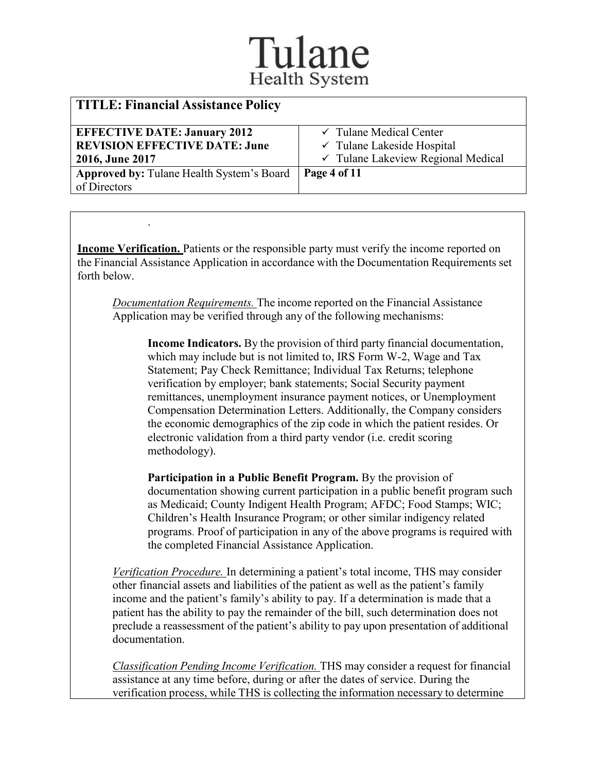**Income Verification.** Patients or the responsible party must verify the income reported on the Financial Assistance Application in accordance with the Documentation Requirements set forth below.

*Documentation Requirements.* The income reported on the Financial Assistance Application may be verified through any of the following mechanisms:

**Income Indicators.** By the provision of third party financial documentation, which may include but is not limited to, IRS Form W-2, Wage and Tax Statement; Pay Check Remittance; Individual Tax Returns; telephone verification by employer; bank statements; Social Security payment remittances, unemployment insurance payment notices, or Unemployment Compensation Determination Letters. Additionally, the Company considers the economic demographics of the zip code in which the patient resides. Or electronic validation from a third party vendor (i.e. credit scoring methodology).

**Participation in a Public Benefit Program.** By the provision of documentation showing current participation in a public benefit program such as Medicaid; County Indigent Health Program; AFDC; Food Stamps; WIC; Children's Health Insurance Program; or other similar indigency related programs. Proof of participation in any of the above programs is required with the completed Financial Assistance Application.

*Verification Procedure.* In determining a patient's total income, THS may consider other financial assets and liabilities of the patient as well as the patient's family income and the patient's family's ability to pay. If a determination is made that a patient has the ability to pay the remainder of the bill, such determination does not preclude a reassessment of the patient's ability to pay upon presentation of additional documentation.

*Classification Pending Income Verification.* THS may consider a request for financial assistance at any time before, during or after the dates of service. During the verification process, while THS is collecting the information necessary to determine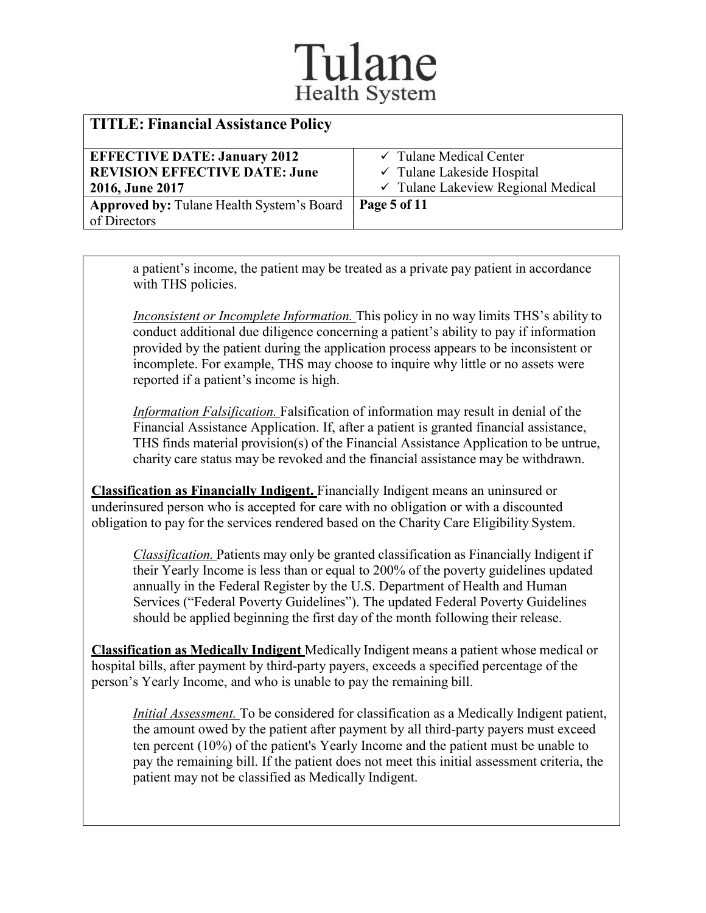a patient's income, the patient may be treated as a private pay patient in accordance with THS policies.

*Inconsistent or Incomplete Information.* This policy in no way limits THS's ability to conduct additional due diligence concerning a patient's ability to pay if information provided by the patient during the application process appears to be inconsistent or incomplete. For example, THS may choose to inquire why little or no assets were reported if a patient's income is high.

*Information Falsification.* Falsification of information may result in denial of the Financial Assistance Application. If, after a patient is granted financial assistance, THS finds material provision(s) of the Financial Assistance Application to be untrue, charity care status may be revoked and the financial assistance may be withdrawn.

**Classification as Financially Indigent.** Financially Indigent means an uninsured or underinsured person who is accepted for care with no obligation or with a discounted obligation to pay for the services rendered based on the Charity Care Eligibility System.

*Classification.* Patients may only be granted classification as Financially Indigent if their Yearly Income is less than or equal to 200% of the poverty guidelines updated annually in the Federal Register by the U.S. Department of Health and Human Services ("Federal Poverty Guidelines"). The updated Federal Poverty Guidelines should be applied beginning the first day of the month following their release.

**Classification as Medically Indigent** Medically Indigent means a patient whose medical or hospital bills, after payment by third-party payers, exceeds a specified percentage of the person's Yearly Income, and who is unable to pay the remaining bill.

*Initial Assessment.* To be considered for classification as a Medically Indigent patient, the amount owed by the patient after payment by all third-party payers must exceed ten percent (10%) of the patient's Yearly Income and the patient must be unable to pay the remaining bill. If the patient does not meet this initial assessment criteria, the patient may not be classified as Medically Indigent.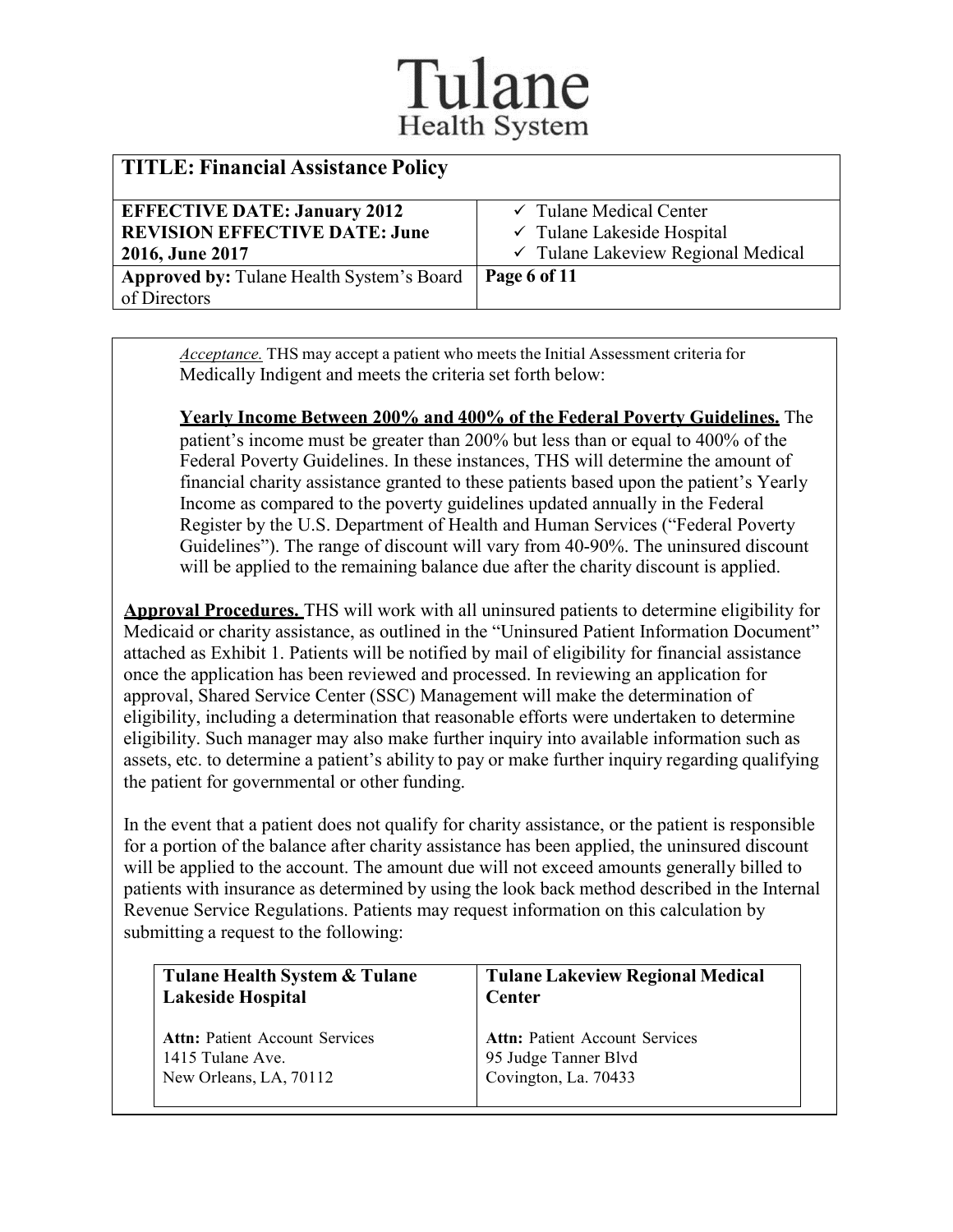*Acceptance.* THS may accept a patient who meets the Initial Assessment criteria for Medically Indigent and meets the criteria set forth below:

**Yearly Income Between 200% and 400% of the Federal Poverty Guidelines.** The patient's income must be greater than 200% but less than or equal to 400% of the Federal Poverty Guidelines. In these instances, THS will determine the amount of financial charity assistance granted to these patients based upon the patient's Yearly Income as compared to the poverty guidelines updated annually in the Federal Register by the U.S. Department of Health and Human Services ("Federal Poverty Guidelines"). The range of discount will vary from 40-90%. The uninsured discount will be applied to the remaining balance due after the charity discount is applied.

**Approval Procedures.** THS will work with all uninsured patients to determine eligibility for Medicaid or charity assistance, as outlined in the "Uninsured Patient Information Document" attached as Exhibit 1. Patients will be notified by mail of eligibility for financial assistance once the application has been reviewed and processed. In reviewing an application for approval, Shared Service Center (SSC) Management will make the determination of eligibility, including a determination that reasonable efforts were undertaken to determine eligibility. Such manager may also make further inquiry into available information such as assets, etc. to determine a patient's ability to pay or make further inquiry regarding qualifying the patient for governmental or other funding.

In the event that a patient does not qualify for charity assistance, or the patient is responsible for a portion of the balance after charity assistance has been applied, the uninsured discount will be applied to the account. The amount due will not exceed amounts generally billed to patients with insurance as determined by using the look back method described in the Internal Revenue Service Regulations. Patients may request information on this calculation by submitting a request to the following:

| **Tulane Health System & Tulane Lakeside Hospital** | **Tulane Lakeview Regional Medical Center** |
|---|---|
| **Attn:** Patient Account Services<br>1415 Tulane Ave.<br>New Orleans, LA, 70112 | **Attn:** Patient Account Services<br>95 Judge Tanner Blvd<br>Covington, La. 70433 |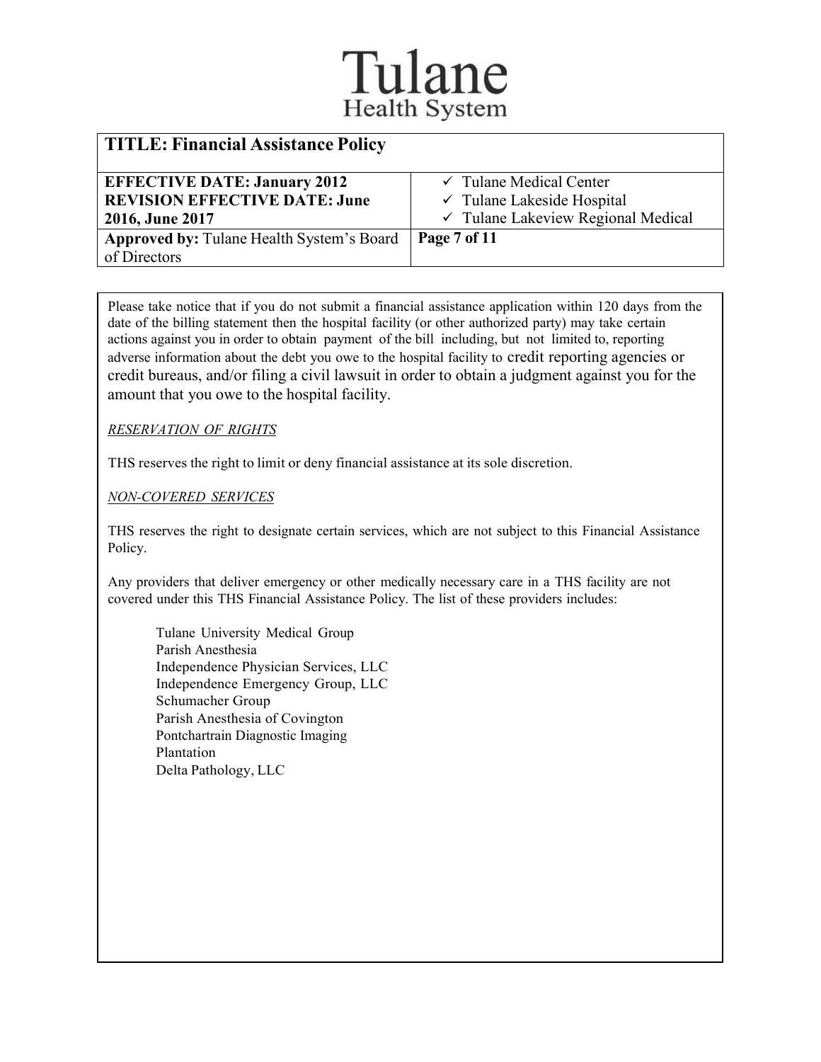Please take notice that if you do not submit a financial assistance application within 120 days from the date of the billing statement then the hospital facility (or other authorized party) may take certain actions against you in order to obtain payment of the bill including, but not limited to, reporting adverse information about the debt you owe to the hospital facility to credit reporting agencies or credit bureaus, and/or filing a civil lawsuit in order to obtain a judgment against you for the amount that you owe to the hospital facility.

*RESERVATION OF RIGHTS*

THS reserves the right to limit or deny financial assistance at its sole discretion.

*NON-COVERED SERVICES*

THS reserves the right to designate certain services, which are not subject to this Financial Assistance Policy.

Any providers that deliver emergency or other medically necessary care in a THS facility are not covered under this THS Financial Assistance Policy. The list of these providers includes:

- Tulane University Medical Group
- Parish Anesthesia
- Independence Physician Services, LLC
- Independence Emergency Group, LLC
- Schumacher Group
- Parish Anesthesia of Covington
- Pontchartrain Diagnostic Imaging
- Plantation
- Delta Pathology, LLC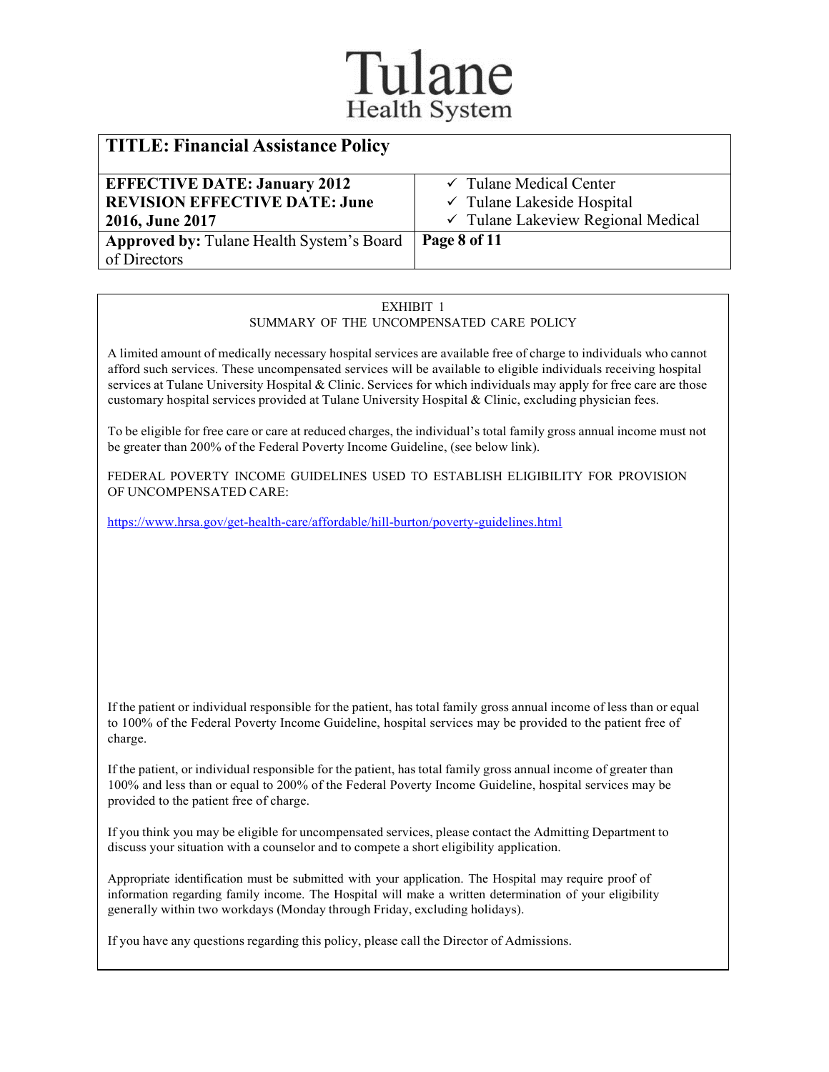# Tulane Health System

| **TITLE: Financial Assistance Policy** | |
|---|---|
| **EFFECTIVE DATE: January 2012**<br>**REVISION EFFECTIVE DATE: June 2016, June 2017** | ✓ Tulane Medical Center<br>✓ Tulane Lakeside Hospital<br>✓ Tulane Lakeview Regional Medical |
| **Approved by:** Tulane Health System's Board of Directors | **Page 8 of 11** |

EXHIBIT 1

SUMMARY OF THE UNCOMPENSATED CARE POLICY

A limited amount of medically necessary hospital services are available free of charge to individuals who cannot afford such services. These uncompensated services will be available to eligible individuals receiving hospital services at Tulane University Hospital & Clinic. Services for which individuals may apply for free care are those customary hospital services provided at Tulane University Hospital & Clinic, excluding physician fees.

To be eligible for free care or care at reduced charges, the individual's total family gross annual income must not be greater than 200% of the Federal Poverty Income Guideline, (see below link).

FEDERAL POVERTY INCOME GUIDELINES USED TO ESTABLISH ELIGIBILITY FOR PROVISION OF UNCOMPENSATED CARE:

https://www.hrsa.gov/get-health-care/affordable/hill-burton/poverty-guidelines.html

If the patient or individual responsible for the patient, has total family gross annual income of less than or equal to 100% of the Federal Poverty Income Guideline, hospital services may be provided to the patient free of charge.

If the patient, or individual responsible for the patient, has total family gross annual income of greater than 100% and less than or equal to 200% of the Federal Poverty Income Guideline, hospital services may be provided to the patient free of charge.

If you think you may be eligible for uncompensated services, please contact the Admitting Department to discuss your situation with a counselor and to compete a short eligibility application.

Appropriate identification must be submitted with your application. The Hospital may require proof of information regarding family income. The Hospital will make a written determination of your eligibility generally within two workdays (Monday through Friday, excluding holidays).

If you have any questions regarding this policy, please call the Director of Admissions.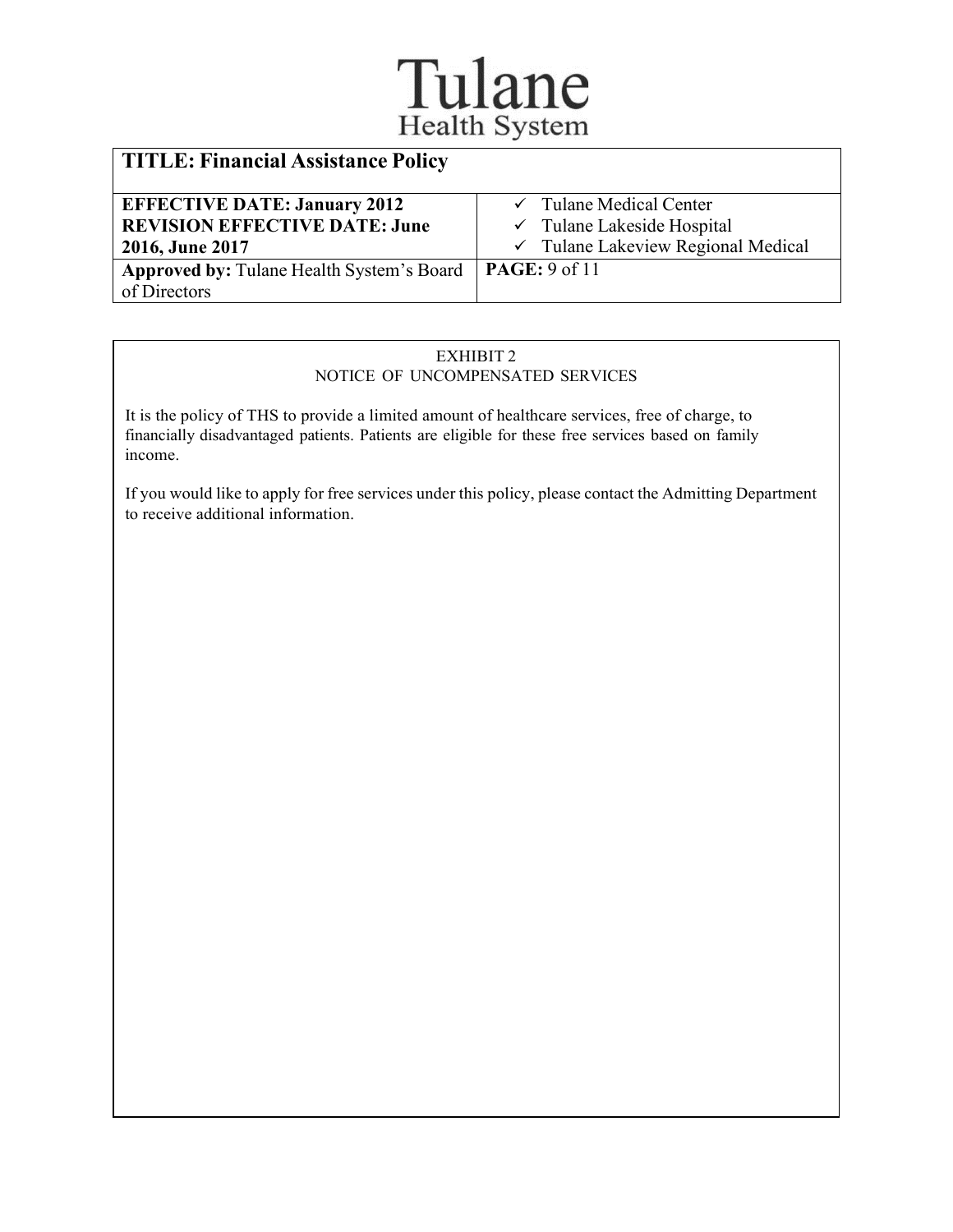# Tulane Health System

| TITLE: Financial Assistance Policy | |
|---|---|
| **EFFECTIVE DATE: January 2012**<br>**REVISION EFFECTIVE DATE: June 2016, June 2017** | ✓ Tulane Medical Center<br>✓ Tulane Lakeside Hospital<br>✓ Tulane Lakeview Regional Medical |
| **Approved by:** Tulane Health System's Board of Directors | **PAGE:** 9 of 11 |

EXHIBIT 2

NOTICE OF UNCOMPENSATED SERVICES

It is the policy of THS to provide a limited amount of healthcare services, free of charge, to financially disadvantaged patients. Patients are eligible for these free services based on family income.

If you would like to apply for free services under this policy, please contact the Admitting Department to receive additional information.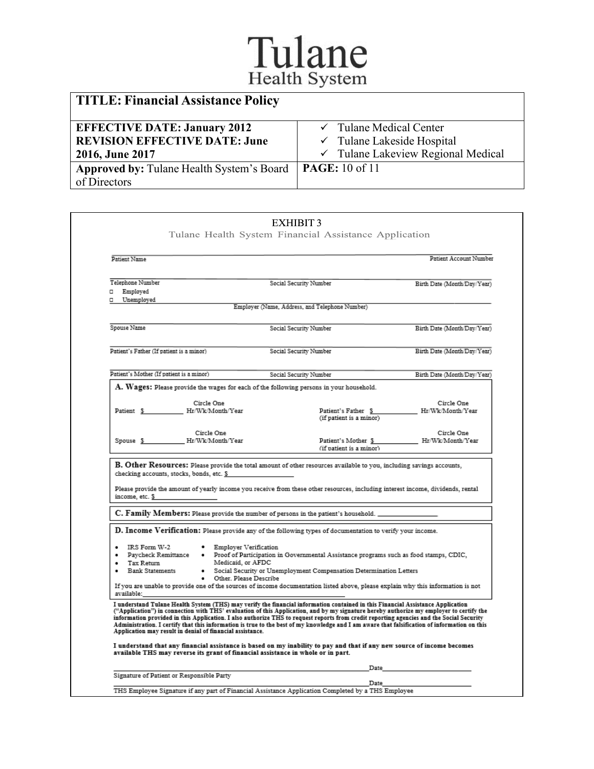# Tulane Health System

| TITLE: Financial Assistance Policy | |
|---|---|
| **EFFECTIVE DATE: January 2012**<br>**REVISION EFFECTIVE DATE: June 2016, June 2017** | ✓ Tulane Medical Center<br>✓ Tulane Lakeside Hospital<br>✓ Tulane Lakeview Regional Medical |
| **Approved by:** Tulane Health System's Board of Directors | **PAGE:** 10 of 11 |

## EXHIBIT 3

### Tulane Health System Financial Assistance Application

_______________________________________________
Patient Name | Patient Account Number

_______________________________________________
Telephone Number | Social Security Number | Birth Date (Month/Day/Year)

- ☐ Employed
- ☐ Unemployed

_______________________________________________
Employer (Name, Address, and Telephone Number)

_______________________________________________
Spouse Name | Social Security Number | Birth Date (Month/Day/Year)

_______________________________________________
Patient's Father (If patient is a minor) | Social Security Number | Birth Date (Month/Day/Year)

_______________________________________________
Patient's Mother (If patient is a minor) | Social Security Number | Birth Date (Month/Day/Year)

**A. Wages:** Please provide the wages for each of the following persons in your household.

Patient $__________ Circle One Hr/Wk/Month/Year

Patient's Father (if patient is a minor) $__________ Circle One Hr/Wk/Month/Year

Spouse $__________ Circle One Hr/Wk/Month/Year

Patient's Mother (if patient is a minor) $__________ Circle One Hr/Wk/Month/Year

**B. Other Resources:** Please provide the total amount of other resources available to you, including savings accounts, checking accounts, stocks, bonds, etc. $__________

Please provide the amount of yearly income you receive from these other resources, including interest income, dividends, rental income, etc. $__________

**C. Family Members:** Please provide the number of persons in the patient's household. __________

**D. Income Verification:** Please provide any of the following types of documentation to verify your income.

- IRS Form W-2
- Paycheck Remittance
- Tax Return
- Bank Statements
- Employer Verification
- Proof of Participation in Governmental Assistance programs such as food stamps, CDIC, Medicaid, or AFDC
- Social Security or Unemployment Compensation Determination Letters
- Other. Please Describe

If you are unable to provide one of the sources of income documentation listed above, please explain why this information is not available:__________

**I understand Tulane Health System (THS) may verify the financial information contained in this Financial Assistance Application ("Application") in connection with THS' evaluation of this Application, and by my signature hereby authorize my employer to certify the information provided in this Application. I also authorize THS to request reports from credit reporting agencies and the Social Security Administration. I certify that this information is true to the best of my knowledge and I am aware that falsification of information on this Application may result in denial of financial assistance.**

**I understand that any financial assistance is based on my inability to pay and that if any new source of income becomes available THS may reverse its grant of financial assistance in whole or in part.**

_______________________________________________ Date__________
Signature of Patient or Responsible Party

_______________________________________________ Date__________
THS Employee Signature if any part of Financial Assistance Application Completed by a THS Employee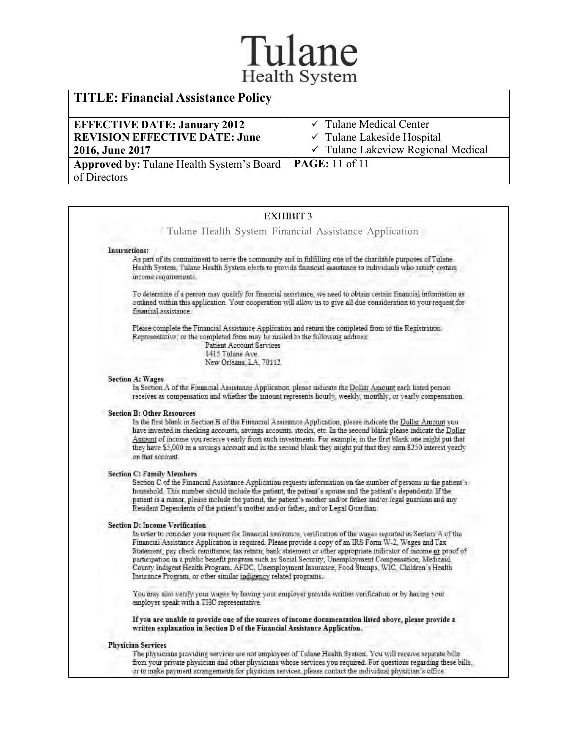# Tulane Health System

| TITLE: Financial Assistance Policy | |
|---|---|
| **EFFECTIVE DATE: January 2012**<br>**REVISION EFFECTIVE DATE: June 2016, June 2017** | ✓ Tulane Medical Center<br>✓ Tulane Lakeside Hospital<br>✓ Tulane Lakeview Regional Medical |
| **Approved by:** Tulane Health System's Board of Directors | |

EXHIBIT 3

## Tulane Health System Financial Assistance Application

**Instructions:**

As part of its commitment to serve the community and in fulfilling one of the charitable purposes of Tulane Health System, Tulane Health System elects to provide financial assistance to individuals who satisfy certain income requirements.

To determine if a person may qualify for financial assistance, we need to obtain certain financial information as outlined within this application. Your cooperation will allow us to give all due consideration to your request for financial assistance.

Please complete the Financial Assistance Application and return the completed from to the Registration Representative; or the completed form may be mailed to the following address:

Patient Account Services
1415 Tulane Ave.
New Orleans, LA, 70112

**Section A: Wages**

In Section A of the Financial Assistance Application, please indicate the Dollar Amount each listed person receives as compensation and whether the amount represents hourly, weekly, monthly, or yearly compensation.

**Section B: Other Resources**

In the first blank in Section B of the Financial Assistance Application, please indicate the Dollar Amount you have invested in checking accounts, savings accounts, stocks, etc. In the second blank please indicate the Dollar Amount of income you receive yearly from such investments. For example, in the first blank one might put that they have $5,000 in a savings account and in the second blank they might put that they earn $250 interest yearly on that account.

**Section C: Family Members**

Section C of the Financial Assistance Application requests information on the number of persons in the patient's household. This number should include the patient, the patient's spouse and the patient's dependents. If the patient is a minor, please include the patient, the patient's mother and/or father and/or legal guardian and any Resident Dependents of the patient's mother and/or father, and/or Legal Guardian.

**Section D: Income Verification**

In order to consider your request for financial assistance, verification of the wages reported in Section A of the Financial Assistance Application is required. Please provide a copy of an IRS Form W-2, Wages and Tax Statement; pay check remittance; tax return; bank statement or other appropriate indicator of income or proof of participation in a public benefit program such as Social Security, Unemployment Compensation, Medicaid, County Indigent Health Program, AFDC, Unemployment Insurance, Food Stamps, WIC, Children's Health Insurance Program, or other similar indigency related programs.

You may also verify your wages by having your employer provide written verification or by having your employer speak with a THC representative.

**If you are unable to provide one of the sources of income documentation listed above, please provide a written explanation in Section D of the Financial Assistance Application.**

**Physician Services**

The physicians providing services are not employees of Tulane Health System. You will receive separate bills from your private physician and other physicians whose services you required. For questions regarding these bills, or to make payment arrangements for physician services, please contact the individual physician's office.